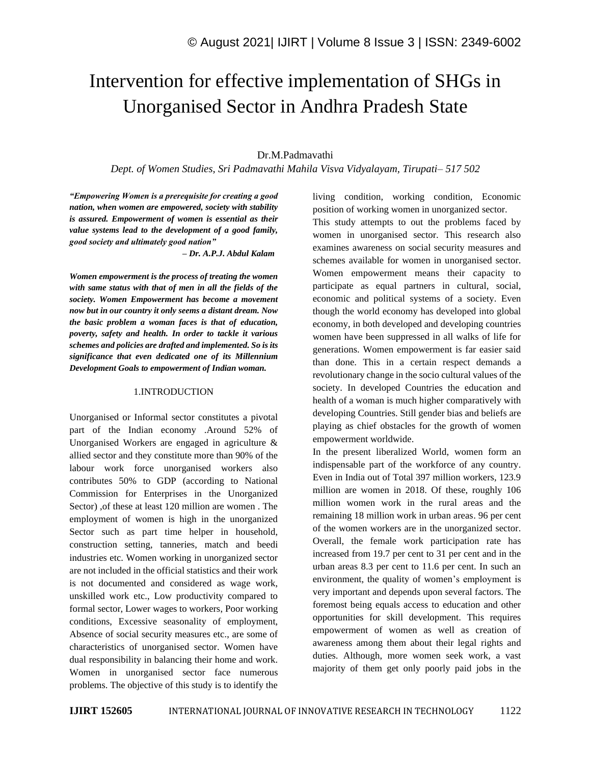# Intervention for effective implementation of SHGs in Unorganised Sector in Andhra Pradesh State

Dr.M.Padmavathi

*Dept. of Women Studies, Sri Padmavathi Mahila Visva Vidyalayam, Tirupati– 517 502*

***"Empowering Women is a prerequisite for creating a good nation, when women are empowered, society with stability is assured. Empowerment of women is essential as their value systems lead to the development of a good family, good society and ultimately good nation"***

***– Dr. A.P.J. Abdul Kalam***

***Women empowerment is the process of treating the women with same status with that of men in all the fields of the society. Women Empowerment has become a movement now but in our country it only seems a distant dream. Now the basic problem a woman faces is that of education, poverty, safety and health. In order to tackle it various schemes and policies are drafted and implemented. So is its significance that even dedicated one of its Millennium Development Goals to empowerment of Indian woman.***

## 1.INTRODUCTION

Unorganised or Informal sector constitutes a pivotal part of the Indian economy .Around 52% of Unorganised Workers are engaged in agriculture & allied sector and they constitute more than 90% of the labour work force unorganised workers also contributes 50% to GDP (according to National Commission for Enterprises in the Unorganized Sector) ,of these at least 120 million are women . The employment of women is high in the unorganized Sector such as part time helper in household, construction setting, tanneries, match and beedi industries etc. Women working in unorganized sector are not included in the official statistics and their work is not documented and considered as wage work, unskilled work etc., Low productivity compared to formal sector, Lower wages to workers, Poor working conditions, Excessive seasonality of employment, Absence of social security measures etc., are some of characteristics of unorganised sector. Women have dual responsibility in balancing their home and work. Women in unorganised sector face numerous problems. The objective of this study is to identify the living condition, working condition, Economic position of working women in unorganized sector.

This study attempts to out the problems faced by women in unorganised sector. This research also examines awareness on social security measures and schemes available for women in unorganised sector. Women empowerment means their capacity to participate as equal partners in cultural, social, economic and political systems of a society. Even though the world economy has developed into global economy, in both developed and developing countries women have been suppressed in all walks of life for generations. Women empowerment is far easier said than done. This in a certain respect demands a revolutionary change in the socio cultural values of the society. In developed Countries the education and health of a woman is much higher comparatively with developing Countries. Still gender bias and beliefs are playing as chief obstacles for the growth of women empowerment worldwide.

In the present liberalized World, women form an indispensable part of the workforce of any country. Even in India out of Total 397 million workers, 123.9 million are women in 2018. Of these, roughly 106 million women work in the rural areas and the remaining 18 million work in urban areas. 96 per cent of the women workers are in the unorganized sector. Overall, the female work participation rate has increased from 19.7 per cent to 31 per cent and in the urban areas 8.3 per cent to 11.6 per cent. In such an environment, the quality of women's employment is very important and depends upon several factors. The foremost being equals access to education and other opportunities for skill development. This requires empowerment of women as well as creation of awareness among them about their legal rights and duties. Although, more women seek work, a vast majority of them get only poorly paid jobs in the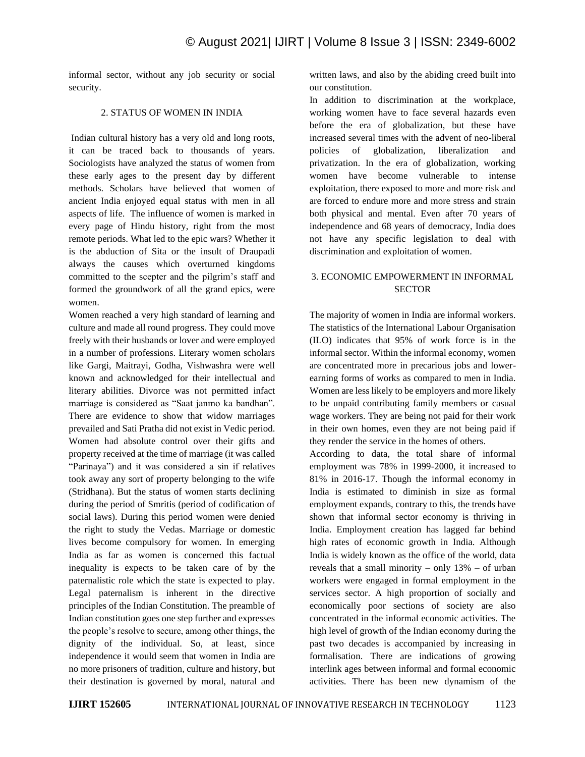informal sector, without any job security or social security.

## 2. STATUS OF WOMEN IN INDIA

Indian cultural history has a very old and long roots, it can be traced back to thousands of years. Sociologists have analyzed the status of women from these early ages to the present day by different methods. Scholars have believed that women of ancient India enjoyed equal status with men in all aspects of life. The influence of women is marked in every page of Hindu history, right from the most remote periods. What led to the epic wars? Whether it is the abduction of Sita or the insult of Draupadi always the causes which overturned kingdoms committed to the scepter and the pilgrim's staff and formed the groundwork of all the grand epics, were women.

Women reached a very high standard of learning and culture and made all round progress. They could move freely with their husbands or lover and were employed in a number of professions. Literary women scholars like Gargi, Maitrayi, Godha, Vishwashra were well known and acknowledged for their intellectual and literary abilities. Divorce was not permitted infact marriage is considered as "Saat janmo ka bandhan". There are evidence to show that widow marriages prevailed and Sati Pratha did not exist in Vedic period. Women had absolute control over their gifts and property received at the time of marriage (it was called "Parinaya") and it was considered a sin if relatives took away any sort of property belonging to the wife (Stridhana). But the status of women starts declining during the period of Smritis (period of codification of social laws). During this period women were denied the right to study the Vedas. Marriage or domestic lives become compulsory for women. In emerging India as far as women is concerned this factual inequality is expects to be taken care of by the paternalistic role which the state is expected to play. Legal paternalism is inherent in the directive principles of the Indian Constitution. The preamble of Indian constitution goes one step further and expresses the people's resolve to secure, among other things, the dignity of the individual. So, at least, since independence it would seem that women in India are no more prisoners of tradition, culture and history, but their destination is governed by moral, natural and written laws, and also by the abiding creed built into our constitution.

In addition to discrimination at the workplace, working women have to face several hazards even before the era of globalization, but these have increased several times with the advent of neo-liberal policies of globalization, liberalization and privatization. In the era of globalization, working women have become vulnerable to intense exploitation, there exposed to more and more risk and are forced to endure more and more stress and strain both physical and mental. Even after 70 years of independence and 68 years of democracy, India does not have any specific legislation to deal with discrimination and exploitation of women.

## 3. ECONOMIC EMPOWERMENT IN INFORMAL SECTOR

The majority of women in India are informal workers. The statistics of the International Labour Organisation (ILO) indicates that 95% of work force is in the informal sector. Within the informal economy, women are concentrated more in precarious jobs and lower-earning forms of works as compared to men in India. Women are less likely to be employers and more likely to be unpaid contributing family members or casual wage workers. They are being not paid for their work in their own homes, even they are not being paid if they render the service in the homes of others.

According to data, the total share of informal employment was 78% in 1999-2000, it increased to 81% in 2016-17. Though the informal economy in India is estimated to diminish in size as formal employment expands, contrary to this, the trends have shown that informal sector economy is thriving in India. Employment creation has lagged far behind high rates of economic growth in India. Although India is widely known as the office of the world, data reveals that a small minority – only 13% – of urban workers were engaged in formal employment in the services sector. A high proportion of socially and economically poor sections of society are also concentrated in the informal economic activities. The high level of growth of the Indian economy during the past two decades is accompanied by increasing in formalisation. There are indications of growing interlink ages between informal and formal economic activities. There has been new dynamism of the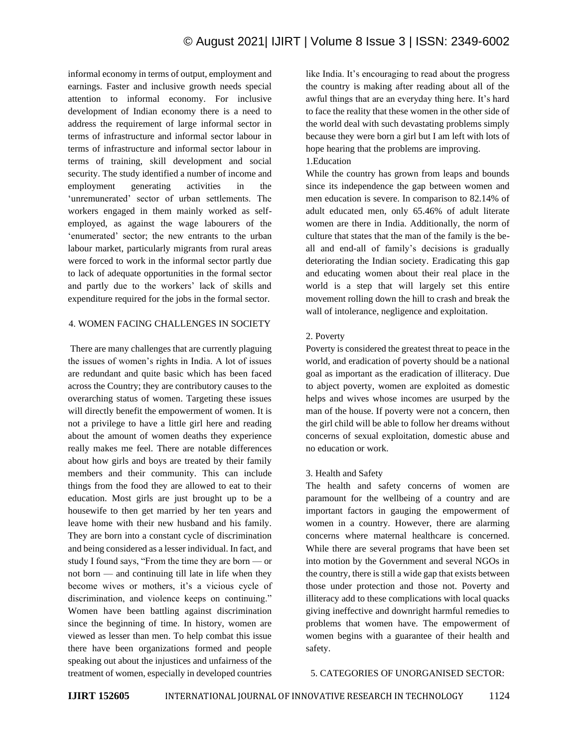informal economy in terms of output, employment and earnings. Faster and inclusive growth needs special attention to informal economy. For inclusive development of Indian economy there is a need to address the requirement of large informal sector in terms of infrastructure and informal sector labour in terms of infrastructure and informal sector labour in terms of training, skill development and social security. The study identified a number of income and employment generating activities in the 'unremunerated' sector of urban settlements. The workers engaged in them mainly worked as self-employed, as against the wage labourers of the 'enumerated' sector; the new entrants to the urban labour market, particularly migrants from rural areas were forced to work in the informal sector partly due to lack of adequate opportunities in the formal sector and partly due to the workers' lack of skills and expenditure required for the jobs in the formal sector.

## 4. WOMEN FACING CHALLENGES IN SOCIETY

There are many challenges that are currently plaguing the issues of women's rights in India. A lot of issues are redundant and quite basic which has been faced across the Country; they are contributory causes to the overarching status of women. Targeting these issues will directly benefit the empowerment of women. It is not a privilege to have a little girl here and reading about the amount of women deaths they experience really makes me feel. There are notable differences about how girls and boys are treated by their family members and their community. This can include things from the food they are allowed to eat to their education. Most girls are just brought up to be a housewife to then get married by her ten years and leave home with their new husband and his family. They are born into a constant cycle of discrimination and being considered as a lesser individual. In fact, and study I found says, "From the time they are born — or not born — and continuing till late in life when they become wives or mothers, it's a vicious cycle of discrimination, and violence keeps on continuing." Women have been battling against discrimination since the beginning of time. In history, women are viewed as lesser than men. To help combat this issue there have been organizations formed and people speaking out about the injustices and unfairness of the treatment of women, especially in developed countries like India. It's encouraging to read about the progress the country is making after reading about all of the awful things that are an everyday thing here. It's hard to face the reality that these women in the other side of the world deal with such devastating problems simply because they were born a girl but I am left with lots of hope hearing that the problems are improving.

### 1.Education

While the country has grown from leaps and bounds since its independence the gap between women and men education is severe. In comparison to 82.14% of adult educated men, only 65.46% of adult literate women are there in India. Additionally, the norm of culture that states that the man of the family is the be-all and end-all of family's decisions is gradually deteriorating the Indian society. Eradicating this gap and educating women about their real place in the world is a step that will largely set this entire movement rolling down the hill to crash and break the wall of intolerance, negligence and exploitation.

### 2. Poverty

Poverty is considered the greatest threat to peace in the world, and eradication of poverty should be a national goal as important as the eradication of illiteracy. Due to abject poverty, women are exploited as domestic helps and wives whose incomes are usurped by the man of the house. If poverty were not a concern, then the girl child will be able to follow her dreams without concerns of sexual exploitation, domestic abuse and no education or work.

### 3. Health and Safety

The health and safety concerns of women are paramount for the wellbeing of a country and are important factors in gauging the empowerment of women in a country. However, there are alarming concerns where maternal healthcare is concerned. While there are several programs that have been set into motion by the Government and several NGOs in the country, there is still a wide gap that exists between those under protection and those not. Poverty and illiteracy add to these complications with local quacks giving ineffective and downright harmful remedies to problems that women have. The empowerment of women begins with a guarantee of their health and safety.

## 5. CATEGORIES OF UNORGANISED SECTOR: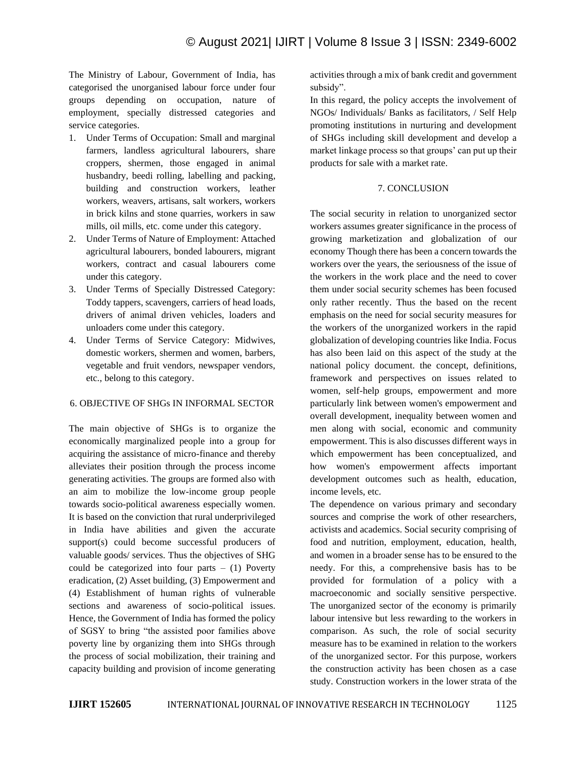The Ministry of Labour, Government of India, has categorised the unorganised labour force under four groups depending on occupation, nature of employment, specially distressed categories and service categories.

1. Under Terms of Occupation: Small and marginal farmers, landless agricultural labourers, share croppers, shermen, those engaged in animal husbandry, beedi rolling, labelling and packing, building and construction workers, leather workers, weavers, artisans, salt workers, workers in brick kilns and stone quarries, workers in saw mills, oil mills, etc. come under this category.
2. Under Terms of Nature of Employment: Attached agricultural labourers, bonded labourers, migrant workers, contract and casual labourers come under this category.
3. Under Terms of Specially Distressed Category: Toddy tappers, scavengers, carriers of head loads, drivers of animal driven vehicles, loaders and unloaders come under this category.
4. Under Terms of Service Category: Midwives, domestic workers, shermen and women, barbers, vegetable and fruit vendors, newspaper vendors, etc., belong to this category.

## 6. OBJECTIVE OF SHGs IN INFORMAL SECTOR

The main objective of SHGs is to organize the economically marginalized people into a group for acquiring the assistance of micro-finance and thereby alleviates their position through the process income generating activities. The groups are formed also with an aim to mobilize the low-income group people towards socio-political awareness especially women. It is based on the conviction that rural underprivileged in India have abilities and given the accurate support(s) could become successful producers of valuable goods/ services. Thus the objectives of SHG could be categorized into four parts – (1) Poverty eradication, (2) Asset building, (3) Empowerment and (4) Establishment of human rights of vulnerable sections and awareness of socio-political issues. Hence, the Government of India has formed the policy of SGSY to bring "the assisted poor families above poverty line by organizing them into SHGs through the process of social mobilization, their training and capacity building and provision of income generating activities through a mix of bank credit and government subsidy".

In this regard, the policy accepts the involvement of NGOs/ Individuals/ Banks as facilitators, / Self Help promoting institutions in nurturing and development of SHGs including skill development and develop a market linkage process so that groups' can put up their products for sale with a market rate.

## 7. CONCLUSION

The social security in relation to unorganized sector workers assumes greater significance in the process of growing marketization and globalization of our economy Though there has been a concern towards the workers over the years, the seriousness of the issue of the workers in the work place and the need to cover them under social security schemes has been focused only rather recently. Thus the based on the recent emphasis on the need for social security measures for the workers of the unorganized workers in the rapid globalization of developing countries like India. Focus has also been laid on this aspect of the study at the national policy document. the concept, definitions, framework and perspectives on issues related to women, self-help groups, empowerment and more particularly link between women's empowerment and overall development, inequality between women and men along with social, economic and community empowerment. This is also discusses different ways in which empowerment has been conceptualized, and how women's empowerment affects important development outcomes such as health, education, income levels, etc.

The dependence on various primary and secondary sources and comprise the work of other researchers, activists and academics. Social security comprising of food and nutrition, employment, education, health, and women in a broader sense has to be ensured to the needy. For this, a comprehensive basis has to be provided for formulation of a policy with a macroeconomic and socially sensitive perspective. The unorganized sector of the economy is primarily labour intensive but less rewarding to the workers in comparison. As such, the role of social security measure has to be examined in relation to the workers of the unorganized sector. For this purpose, workers the construction activity has been chosen as a case study. Construction workers in the lower strata of the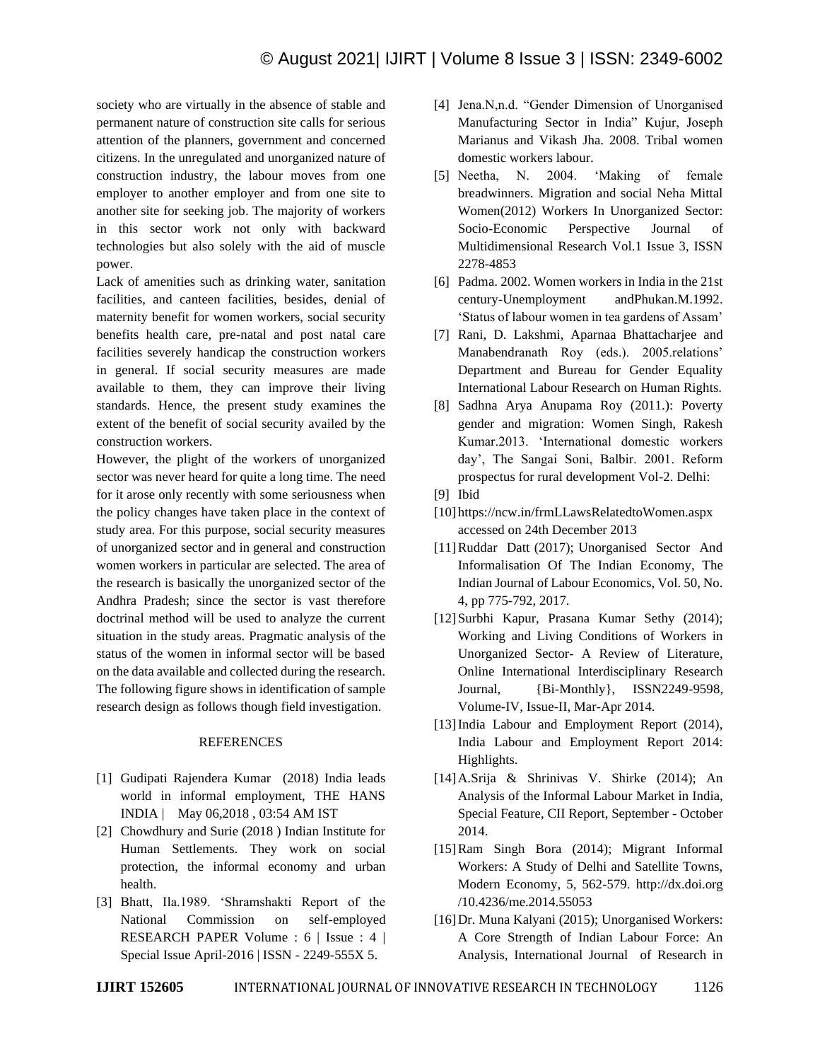society who are virtually in the absence of stable and permanent nature of construction site calls for serious attention of the planners, government and concerned citizens. In the unregulated and unorganized nature of construction industry, the labour moves from one employer to another employer and from one site to another site for seeking job. The majority of workers in this sector work not only with backward technologies but also solely with the aid of muscle power.

Lack of amenities such as drinking water, sanitation facilities, and canteen facilities, besides, denial of maternity benefit for women workers, social security benefits health care, pre-natal and post natal care facilities severely handicap the construction workers in general. If social security measures are made available to them, they can improve their living standards. Hence, the present study examines the extent of the benefit of social security availed by the construction workers.

However, the plight of the workers of unorganized sector was never heard for quite a long time. The need for it arose only recently with some seriousness when the policy changes have taken place in the context of study area. For this purpose, social security measures of unorganized sector and in general and construction women workers in particular are selected. The area of the research is basically the unorganized sector of the Andhra Pradesh; since the sector is vast therefore doctrinal method will be used to analyze the current situation in the study areas. Pragmatic analysis of the status of the women in informal sector will be based on the data available and collected during the research. The following figure shows in identification of sample research design as follows though field investigation.

## REFERENCES

[1] Gudipati Rajendera Kumar (2018) India leads world in informal employment, THE HANS INDIA | May 06,2018 , 03:54 AM IST

[2] Chowdhury and Surie (2018 ) Indian Institute for Human Settlements. They work on social protection, the informal economy and urban health.

[3] Bhatt, Ila.1989. 'Shramshakti Report of the National Commission on self-employed RESEARCH PAPER Volume : 6 | Issue : 4 | Special Issue April-2016 | ISSN - 2249-555X 5.

[4] Jena.N,n.d. "Gender Dimension of Unorganised Manufacturing Sector in India" Kujur, Joseph Marianus and Vikash Jha. 2008. Tribal women domestic workers labour.

[5] Neetha, N. 2004. 'Making of female breadwinners. Migration and social Neha Mittal Women(2012) Workers In Unorganized Sector: Socio-Economic Perspective Journal of Multidimensional Research Vol.1 Issue 3, ISSN 2278-4853

[6] Padma. 2002. Women workers in India in the 21st century-Unemployment andPhukan.M.1992. 'Status of labour women in tea gardens of Assam'

[7] Rani, D. Lakshmi, Aparnaa Bhattacharjee and Manabendranath Roy (eds.). 2005.relations' Department and Bureau for Gender Equality International Labour Research on Human Rights.

[8] Sadhna Arya Anupama Roy (2011.): Poverty gender and migration: Women Singh, Rakesh Kumar.2013. 'International domestic workers day', The Sangai Soni, Balbir. 2001. Reform prospectus for rural development Vol-2. Delhi:

[9] Ibid

[10] https://ncw.in/frmLLawsRelatedtoWomen.aspx accessed on 24th December 2013

[11] Ruddar Datt (2017); Unorganised Sector And Informalisation Of The Indian Economy, The Indian Journal of Labour Economics, Vol. 50, No. 4, pp 775-792, 2017.

[12] Surbhi Kapur, Prasana Kumar Sethy (2014); Working and Living Conditions of Workers in Unorganized Sector- A Review of Literature, Online International Interdisciplinary Research Journal, {Bi-Monthly}, ISSN2249-9598, Volume-IV, Issue-II, Mar-Apr 2014.

[13] India Labour and Employment Report (2014), India Labour and Employment Report 2014: Highlights.

[14] A.Srija & Shrinivas V. Shirke (2014); An Analysis of the Informal Labour Market in India, Special Feature, CII Report, September - October 2014.

[15] Ram Singh Bora (2014); Migrant Informal Workers: A Study of Delhi and Satellite Towns, Modern Economy, 5, 562-579. http://dx.doi.org/10.4236/me.2014.55053

[16] Dr. Muna Kalyani (2015); Unorganised Workers: A Core Strength of Indian Labour Force: An Analysis, International Journal of Research in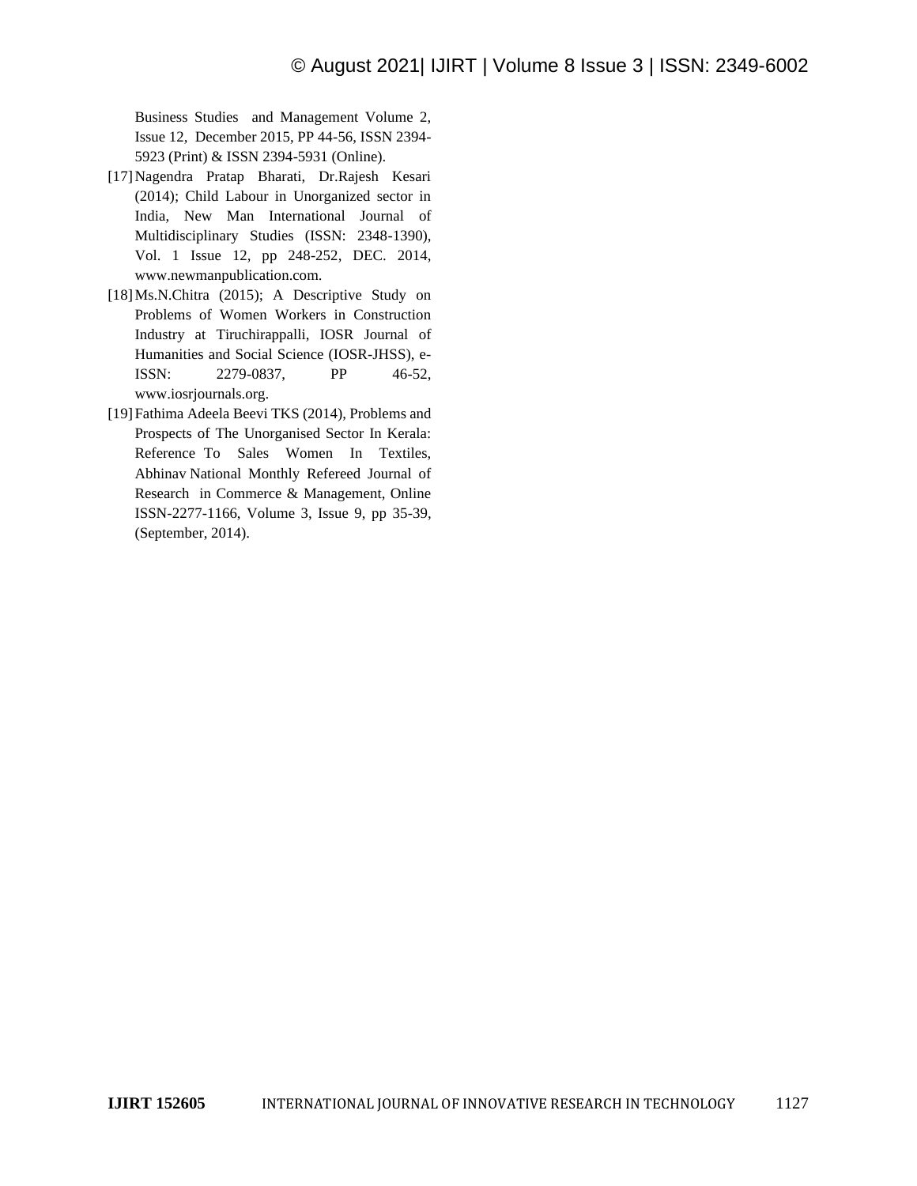Business Studies and Management Volume 2, Issue 12, December 2015, PP 44-56, ISSN 2394-5923 (Print) & ISSN 2394-5931 (Online).

[17] Nagendra Pratap Bharati, Dr.Rajesh Kesari (2014); Child Labour in Unorganized sector in India, New Man International Journal of Multidisciplinary Studies (ISSN: 2348-1390), Vol. 1 Issue 12, pp 248-252, DEC. 2014, www.newmanpublication.com.

[18] Ms.N.Chitra (2015); A Descriptive Study on Problems of Women Workers in Construction Industry at Tiruchirappalli, IOSR Journal of Humanities and Social Science (IOSR-JHSS), e-ISSN: 2279-0837, PP 46-52, www.iosrjournals.org.

[19] Fathima Adeela Beevi TKS (2014), Problems and Prospects of The Unorganised Sector In Kerala: Reference To Sales Women In Textiles, Abhinav National Monthly Refereed Journal of Research in Commerce & Management, Online ISSN-2277-1166, Volume 3, Issue 9, pp 35-39, (September, 2014).